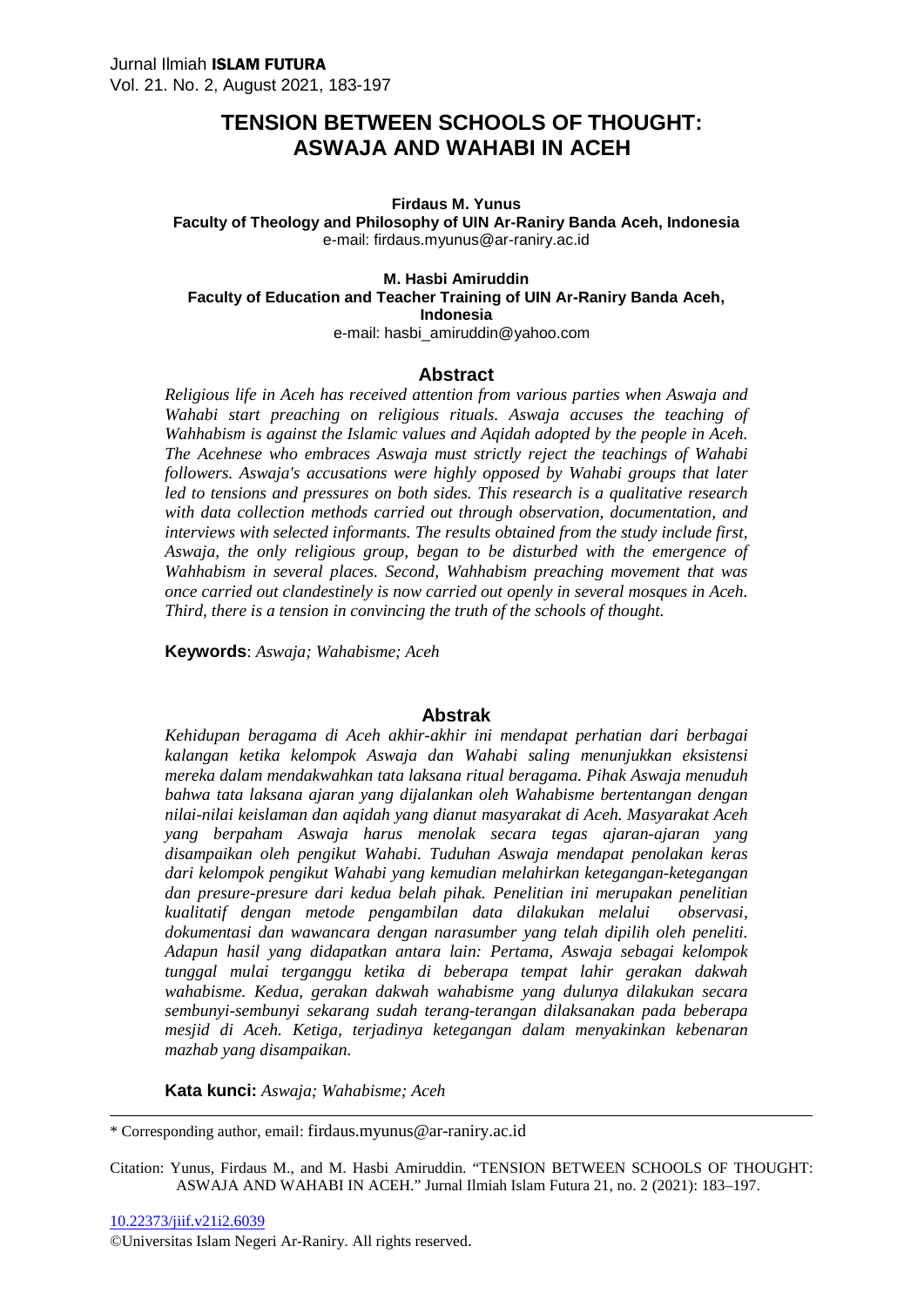# TENSION BETWEEN SCHOOLS OF THOUGHT: ASWAJA AND WAHABI IN ACEH

**Firdaus M. Yunus**
**Faculty of Theology and Philosophy of UIN Ar-Raniry Banda Aceh, Indonesia**
e-mail: firdaus.myunus@ar-raniry.ac.id

**M. Hasbi Amiruddin**
**Faculty of Education and Teacher Training of UIN Ar-Raniry Banda Aceh, Indonesia**
e-mail: hasbi_amiruddin@yahoo.com

## Abstract

*Religious life in Aceh has received attention from various parties when Aswaja and Wahabi start preaching on religious rituals. Aswaja accuses the teaching of Wahhabism is against the Islamic values and Aqidah adopted by the people in Aceh. The Acehnese who embraces Aswaja must strictly reject the teachings of Wahabi followers. Aswaja's accusations were highly opposed by Wahabi groups that later led to tensions and pressures on both sides. This research is a qualitative research with data collection methods carried out through observation, documentation, and interviews with selected informants. The results obtained from the study include first, Aswaja, the only religious group, began to be disturbed with the emergence of Wahhabism in several places. Second, Wahhabism preaching movement that was once carried out clandestinely is now carried out openly in several mosques in Aceh. Third, there is a tension in convincing the truth of the schools of thought.*

**Keywords**: *Aswaja; Wahabisme; Aceh*

## Abstrak

*Kehidupan beragama di Aceh akhir-akhir ini mendapat perhatian dari berbagai kalangan ketika kelompok Aswaja dan Wahabi saling menunjukkan eksistensi mereka dalam mendakwahkan tata laksana ritual beragama. Pihak Aswaja menuduh bahwa tata laksana ajaran yang dijalankan oleh Wahabisme bertentangan dengan nilai-nilai keislaman dan aqidah yang dianut masyarakat di Aceh. Masyarakat Aceh yang berpaham Aswaja harus menolak secara tegas ajaran-ajaran yang disampaikan oleh pengikut Wahabi. Tuduhan Aswaja mendapat penolakan keras dari kelompok pengikut Wahabi yang kemudian melahirkan ketegangan-ketegangan dan presure-presure dari kedua belah pihak. Penelitian ini merupakan penelitian kualitatif dengan metode pengambilan data dilakukan melalui observasi, dokumentasi dan wawancara dengan narasumber yang telah dipilih oleh peneliti. Adapun hasil yang didapatkan antara lain: Pertama, Aswaja sebagai kelompok tunggal mulai terganggu ketika di beberapa tempat lahir gerakan dakwah wahabisme. Kedua, gerakan dakwah wahabisme yang dulunya dilakukan secara sembunyi-sembunyi sekarang sudah terang-terangan dilaksanakan pada beberapa mesjid di Aceh. Ketiga, terjadinya ketegangan dalam menyakinkan kebenaran mazhab yang disampaikan.*

**Kata kunci:** *Aswaja; Wahabisme; Aceh*

---

\* Corresponding author, email: firdaus.myunus@ar-raniry.ac.id

Citation: Yunus, Firdaus M., and M. Hasbi Amiruddin. "TENSION BETWEEN SCHOOLS OF THOUGHT: ASWAJA AND WAHABI IN ACEH." Jurnal Ilmiah Islam Futura 21, no. 2 (2021): 183–197.

10.22373/jiif.v21i2.6039

©Universitas Islam Negeri Ar-Raniry. All rights reserved.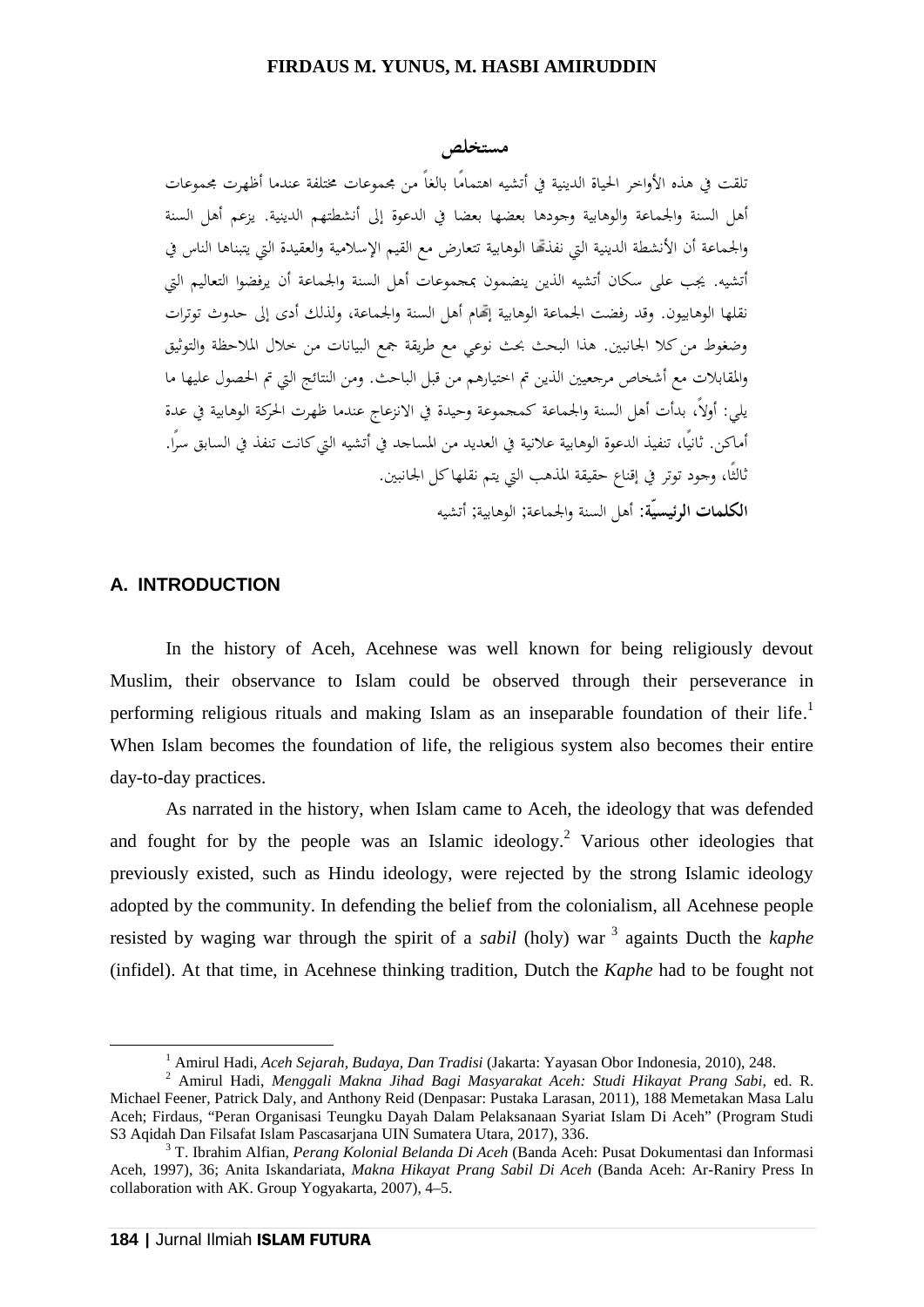## مستخلص

تلقت في هذه الأواخر الحياة الدينية في أتشيه اهتمامًا بالغاً من مجموعات مختلفة عندما أظهرت مجموعات أهل السنة والجماعة والوهابية وجودها بعضها بعضا في الدعوة إلى أنشطتهم الدينية. يزعم أهل السنة والجماعة أن الأنشطة الدينية التي نفذتها الوهابية تتعارض مع القيم الإسلامية والعقيدة التي يتبناها الناس في أتشيه. يجب على سكان أتشيه الذين ينضمون بمجموعات أهل السنة والجماعة أن يرفضوا التعاليم التي نقلها الوهابيون. وقد رفضت الجماعة الوهابية إتهام أهل السنة والجماعة، ولذلك أدى إلى حدوث توترات وضغوط من كلا الجانبين. هذا البحث بحث نوعي مع طريقة جمع البيانات من خلال الملاحظة والتوثيق والمقابلات مع أشخاص مرجعيين الذين تم اختيارهم من قبل الباحث. ومن النتائج التي تم الحصول عليها ما يلي: أولاً، بدأت أهل السنة والجماعة كمجموعة وحيدة في الانزعاج عندما ظهرت الحركة الوهابية في عدة أماكن. ثانيًا، تنفيذ الدعوة الوهابية علانية في العديد من المساجد في أتشيه التي كانت تنفذ في السابق سرًا. ثالثًا، وجود توتر في إقناع حقيقة المذهب التي يتم نقلها كل الجانبين.

**الكلمات الرئيسيّة:** أهل السنة والجماعة; الوهابية; أتشيه

## A. INTRODUCTION

In the history of Aceh, Acehnese was well known for being religiously devout Muslim, their observance to Islam could be observed through their perseverance in performing religious rituals and making Islam as an inseparable foundation of their life.[1] When Islam becomes the foundation of life, the religious system also becomes their entire day-to-day practices.

As narrated in the history, when Islam came to Aceh, the ideology that was defended and fought for by the people was an Islamic ideology.[2] Various other ideologies that previously existed, such as Hindu ideology, were rejected by the strong Islamic ideology adopted by the community. In defending the belief from the colonialism, all Acehnese people resisted by waging war through the spirit of a *sabil* (holy) war [3] againts Ducth the *kaphe* (infidel). At that time, in Acehnese thinking tradition, Dutch the *Kaphe* had to be fought not

---

[1] Amirul Hadi, *Aceh Sejarah, Budaya, Dan Tradisi* (Jakarta: Yayasan Obor Indonesia, 2010), 248.

[2] Amirul Hadi, *Menggali Makna Jihad Bagi Masyarakat Aceh: Studi Hikayat Prang Sabi*, ed. R. Michael Feener, Patrick Daly, and Anthony Reid (Denpasar: Pustaka Larasan, 2011), 188 Memetakan Masa Lalu Aceh; Firdaus, "Peran Organisasi Teungku Dayah Dalam Pelaksanaan Syariat Islam Di Aceh" (Program Studi S3 Aqidah Dan Filsafat Islam Pascasarjana UIN Sumatera Utara, 2017), 336.

[3] T. Ibrahim Alfian, *Perang Kolonial Belanda Di Aceh* (Banda Aceh: Pusat Dokumentasi dan Informasi Aceh, 1997), 36; Anita Iskandariata, *Makna Hikayat Prang Sabil Di Aceh* (Banda Aceh: Ar-Raniry Press In collaboration with AK. Group Yogyakarta, 2007), 4–5.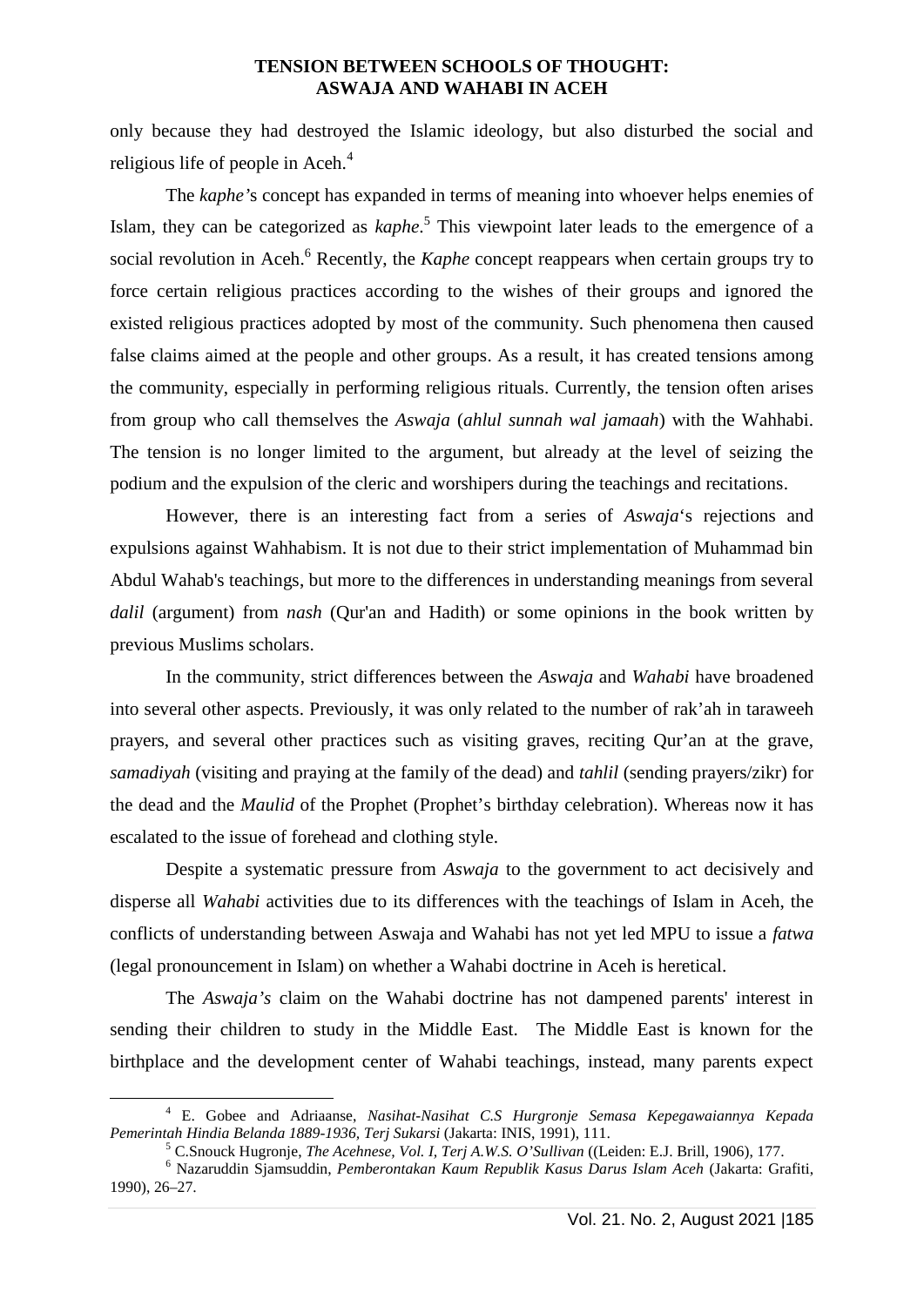only because they had destroyed the Islamic ideology, but also disturbed the social and religious life of people in Aceh.[4]

The *kaphe'*s concept has expanded in terms of meaning into whoever helps enemies of Islam, they can be categorized as *kaphe*.[5] This viewpoint later leads to the emergence of a social revolution in Aceh.[6] Recently, the *Kaphe* concept reappears when certain groups try to force certain religious practices according to the wishes of their groups and ignored the existed religious practices adopted by most of the community. Such phenomena then caused false claims aimed at the people and other groups. As a result, it has created tensions among the community, especially in performing religious rituals. Currently, the tension often arises from group who call themselves the *Aswaja* (*ahlul sunnah wal jamaah*) with the Wahhabi. The tension is no longer limited to the argument, but already at the level of seizing the podium and the expulsion of the cleric and worshipers during the teachings and recitations.

However, there is an interesting fact from a series of *Aswaja*'s rejections and expulsions against Wahhabism. It is not due to their strict implementation of Muhammad bin Abdul Wahab's teachings, but more to the differences in understanding meanings from several *dalil* (argument) from *nash* (Qur'an and Hadith) or some opinions in the book written by previous Muslims scholars.

In the community, strict differences between the *Aswaja* and *Wahabi* have broadened into several other aspects. Previously, it was only related to the number of rak'ah in taraweeh prayers, and several other practices such as visiting graves, reciting Qur'an at the grave, *samadiyah* (visiting and praying at the family of the dead) and *tahlil* (sending prayers/zikr) for the dead and the *Maulid* of the Prophet (Prophet's birthday celebration). Whereas now it has escalated to the issue of forehead and clothing style.

Despite a systematic pressure from *Aswaja* to the government to act decisively and disperse all *Wahabi* activities due to its differences with the teachings of Islam in Aceh, the conflicts of understanding between Aswaja and Wahabi has not yet led MPU to issue a *fatwa* (legal pronouncement in Islam) on whether a Wahabi doctrine in Aceh is heretical.

The *Aswaja's* claim on the Wahabi doctrine has not dampened parents' interest in sending their children to study in the Middle East. The Middle East is known for the birthplace and the development center of Wahabi teachings, instead, many parents expect

---

[4] E. Gobee and Adriaanse, *Nasihat-Nasihat C.S Hurgronje Semasa Kepegawaiannya Kepada Pemerintah Hindia Belanda 1889-1936, Terj Sukarsi* (Jakarta: INIS, 1991), 111.

[5] C.Snouck Hugronje, *The Acehnese, Vol. I, Terj A.W.S. O'Sullivan* ((Leiden: E.J. Brill, 1906), 177.

[6] Nazaruddin Sjamsuddin, *Pemberontakan Kaum Republik Kasus Darus Islam Aceh* (Jakarta: Grafiti, 1990), 26–27.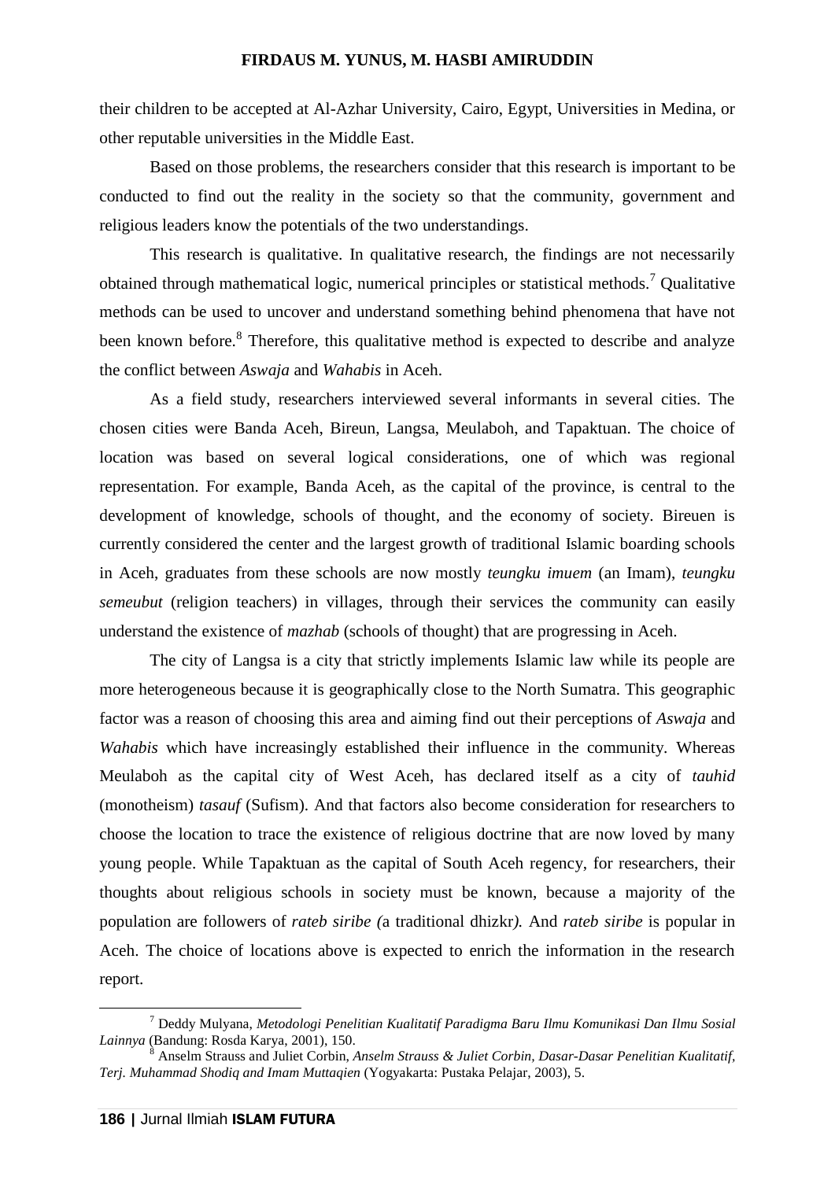their children to be accepted at Al-Azhar University, Cairo, Egypt, Universities in Medina, or other reputable universities in the Middle East.

Based on those problems, the researchers consider that this research is important to be conducted to find out the reality in the society so that the community, government and religious leaders know the potentials of the two understandings.

This research is qualitative. In qualitative research, the findings are not necessarily obtained through mathematical logic, numerical principles or statistical methods.[7] Qualitative methods can be used to uncover and understand something behind phenomena that have not been known before.[8] Therefore, this qualitative method is expected to describe and analyze the conflict between *Aswaja* and *Wahabis* in Aceh.

As a field study, researchers interviewed several informants in several cities. The chosen cities were Banda Aceh, Bireun, Langsa, Meulaboh, and Tapaktuan. The choice of location was based on several logical considerations, one of which was regional representation. For example, Banda Aceh, as the capital of the province, is central to the development of knowledge, schools of thought, and the economy of society. Bireuen is currently considered the center and the largest growth of traditional Islamic boarding schools in Aceh, graduates from these schools are now mostly *teungku imuem* (an Imam), *teungku semeubut* (religion teachers) in villages, through their services the community can easily understand the existence of *mazhab* (schools of thought) that are progressing in Aceh.

The city of Langsa is a city that strictly implements Islamic law while its people are more heterogeneous because it is geographically close to the North Sumatra. This geographic factor was a reason of choosing this area and aiming find out their perceptions of *Aswaja* and *Wahabis* which have increasingly established their influence in the community. Whereas Meulaboh as the capital city of West Aceh, has declared itself as a city of *tauhid* (monotheism) *tasauf* (Sufism). And that factors also become consideration for researchers to choose the location to trace the existence of religious doctrine that are now loved by many young people. While Tapaktuan as the capital of South Aceh regency, for researchers, their thoughts about religious schools in society must be known, because a majority of the population are followers of *rateb siribe (*a traditional dhizkr*).* And *rateb siribe* is popular in Aceh. The choice of locations above is expected to enrich the information in the research report.

---

[7] Deddy Mulyana, *Metodologi Penelitian Kualitatif Paradigma Baru Ilmu Komunikasi Dan Ilmu Sosial Lainnya* (Bandung: Rosda Karya, 2001), 150.

[8] Anselm Strauss and Juliet Corbin, *Anselm Strauss & Juliet Corbin, Dasar-Dasar Penelitian Kualitatif, Terj. Muhammad Shodiq and Imam Muttaqien* (Yogyakarta: Pustaka Pelajar, 2003), 5.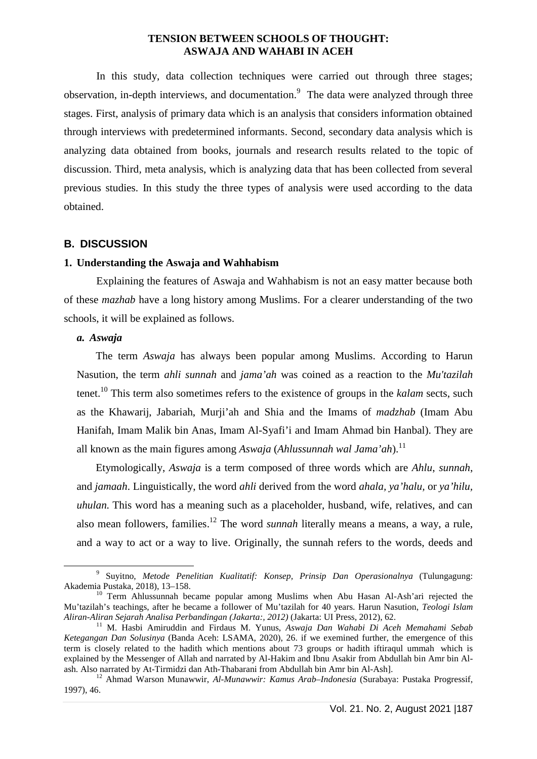In this study, data collection techniques were carried out through three stages; observation, in-depth interviews, and documentation.[9] The data were analyzed through three stages. First, analysis of primary data which is an analysis that considers information obtained through interviews with predetermined informants. Second, secondary data analysis which is analyzing data obtained from books, journals and research results related to the topic of discussion. Third, meta analysis, which is analyzing data that has been collected from several previous studies. In this study the three types of analysis were used according to the data obtained.

## B. DISCUSSION

### 1. Understanding the Aswaja and Wahhabism

Explaining the features of Aswaja and Wahhabism is not an easy matter because both of these *mazhab* have a long history among Muslims. For a clearer understanding of the two schools, it will be explained as follows.

#### *a. Aswaja*

The term *Aswaja* has always been popular among Muslims. According to Harun Nasution, the term *ahli sunnah* and *jama'ah* was coined as a reaction to the *Mu'tazilah* tenet.[10] This term also sometimes refers to the existence of groups in the *kalam* sects, such as the Khawarij, Jabariah, Murji'ah and Shia and the Imams of *madzhab* (Imam Abu Hanifah, Imam Malik bin Anas, Imam Al-Syafi'i and Imam Ahmad bin Hanbal). They are all known as the main figures among *Aswaja* (*Ahlussunnah wal Jama'ah*).[11]

Etymologically, *Aswaja* is a term composed of three words which are *Ahlu*, *sunnah*, and *jamaah*. Linguistically, the word *ahli* derived from the word *ahala, ya'halu,* or *ya'hilu, uhulan.* This word has a meaning such as a placeholder, husband, wife, relatives, and can also mean followers, families.[12] The word *sunnah* literally means a means, a way, a rule, and a way to act or a way to live. Originally, the sunnah refers to the words, deeds and

---

[9] Suyitno, *Metode Penelitian Kualitatif: Konsep, Prinsip Dan Operasionalnya* (Tulungagung: Akademia Pustaka, 2018), 13–158.

[10] Term Ahlussunnah became popular among Muslims when Abu Hasan Al-Ash'ari rejected the Mu'tazilah's teachings, after he became a follower of Mu'tazilah for 40 years. Harun Nasution, *Teologi Islam Aliran-Aliran Sejarah Analisa Perbandingan (Jakarta:, 2012)* (Jakarta: UI Press, 2012), 62.

[11] M. Hasbi Amiruddin and Firdaus M. Yunus, *Aswaja Dan Wahabi Di Aceh Memahami Sebab Ketegangan Dan Solusinya* (Banda Aceh: LSAMA, 2020), 26. if we exemined further, the emergence of this term is closely related to the hadith which mentions about 73 groups or hadith iftiraqul ummah which is explained by the Messenger of Allah and narrated by Al-Hakim and Ibnu Asakir from Abdullah bin Amr bin Al-ash. Also narrated by At-Tirmidzi dan Ath-Thabarani from Abdullah bin Amr bin Al-Ash].

[12] Ahmad Warson Munawwir, *Al-Munawwir: Kamus Arab–Indonesia* (Surabaya: Pustaka Progressif, 1997), 46.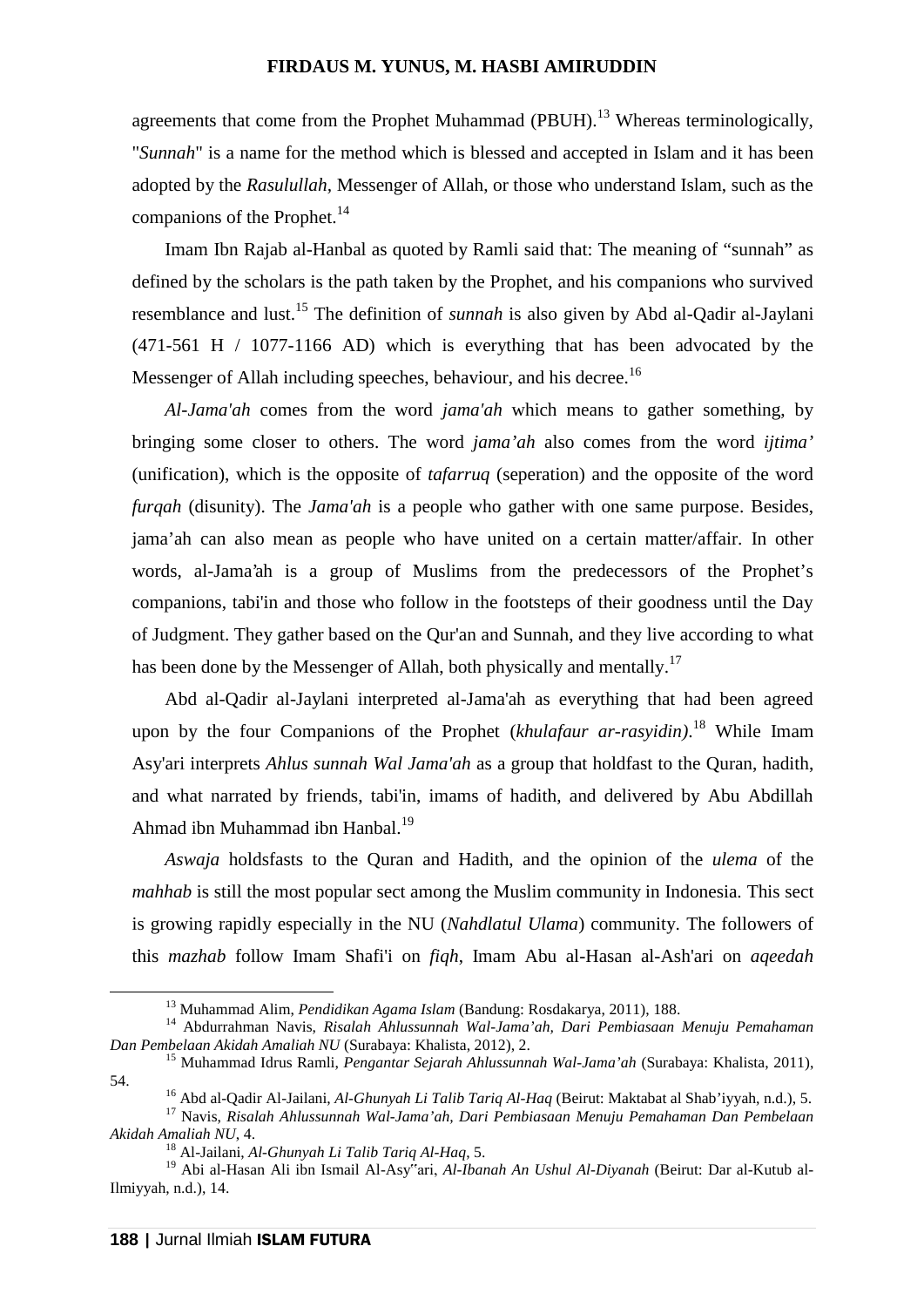agreements that come from the Prophet Muhammad (PBUH).[13] Whereas terminologically, "*Sunnah*" is a name for the method which is blessed and accepted in Islam and it has been adopted by the *Rasulullah*, Messenger of Allah, or those who understand Islam, such as the companions of the Prophet.[14]

Imam Ibn Rajab al-Hanbal as quoted by Ramli said that: The meaning of "sunnah" as defined by the scholars is the path taken by the Prophet, and his companions who survived resemblance and lust.[15] The definition of *sunnah* is also given by Abd al-Qadir al-Jaylani (471-561 H / 1077-1166 AD) which is everything that has been advocated by the Messenger of Allah including speeches, behaviour, and his decree.[16]

*Al-Jama'ah* comes from the word *jama'ah* which means to gather something, by bringing some closer to others. The word *jama'ah* also comes from the word *ijtima'* (unification), which is the opposite of *tafarruq* (seperation) and the opposite of the word *furqah* (disunity). The *Jama'ah* is a people who gather with one same purpose. Besides, jama'ah can also mean as people who have united on a certain matter/affair. In other words, al-Jama'ah is a group of Muslims from the predecessors of the Prophet's companions, tabi'in and those who follow in the footsteps of their goodness until the Day of Judgment. They gather based on the Qur'an and Sunnah, and they live according to what has been done by the Messenger of Allah, both physically and mentally.[17]

Abd al-Qadir al-Jaylani interpreted al-Jama'ah as everything that had been agreed upon by the four Companions of the Prophet (*khulafaur ar-rasyidin)*.[18] While Imam Asy'ari interprets *Ahlus sunnah Wal Jama'ah* as a group that holdfast to the Quran, hadith, and what narrated by friends, tabi'in, imams of hadith, and delivered by Abu Abdillah Ahmad ibn Muhammad ibn Hanbal.[19]

*Aswaja* holdsfasts to the Quran and Hadith, and the opinion of the *ulema* of the *mahhab* is still the most popular sect among the Muslim community in Indonesia. This sect is growing rapidly especially in the NU (*Nahdlatul Ulama*) community. The followers of this *mazhab* follow Imam Shafi'i on *fiqh*, Imam Abu al-Hasan al-Ash'ari on *aqeedah*

---

[13] Muhammad Alim, *Pendidikan Agama Islam* (Bandung: Rosdakarya, 2011), 188.

[14] Abdurrahman Navis, *Risalah Ahlussunnah Wal-Jama'ah, Dari Pembiasaan Menuju Pemahaman Dan Pembelaan Akidah Amaliah NU* (Surabaya: Khalista, 2012), 2.

[15] Muhammad Idrus Ramli, *Pengantar Sejarah Ahlussunnah Wal-Jama'ah* (Surabaya: Khalista, 2011), 54.

[16] Abd al-Qadir Al-Jailani, *Al-Ghunyah Li Talib Tariq Al-Haq* (Beirut: Maktabat al Shab'iyyah, n.d.), 5.

[17] Navis, *Risalah Ahlussunnah Wal-Jama'ah, Dari Pembiasaan Menuju Pemahaman Dan Pembelaan Akidah Amaliah NU*, 4.

[18] Al-Jailani, *Al-Ghunyah Li Talib Tariq Al-Haq*, 5.

[19] Abi al-Hasan Ali ibn Ismail Al-Asy"ari, *Al-Ibanah An Ushul Al-Diyanah* (Beirut: Dar al-Kutub al-Ilmiyyah, n.d.), 14.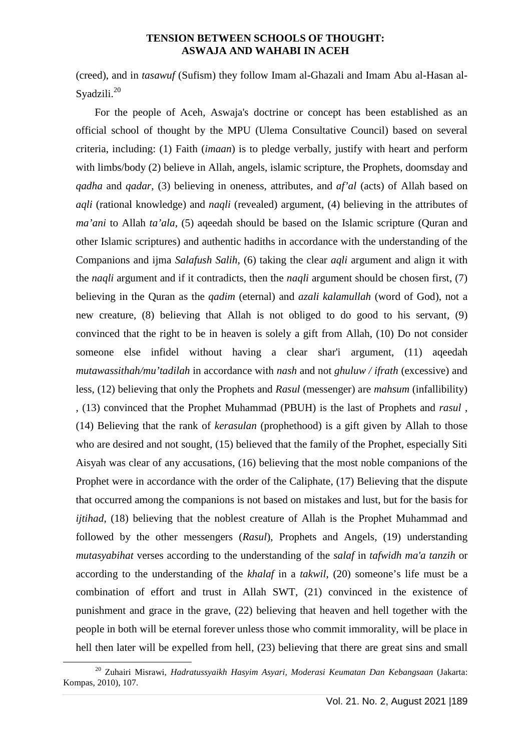(creed), and in *tasawuf* (Sufism) they follow Imam al-Ghazali and Imam Abu al-Hasan al-Syadzili.[20]

For the people of Aceh, Aswaja's doctrine or concept has been established as an official school of thought by the MPU (Ulema Consultative Council) based on several criteria, including: (1) Faith (*imaan*) is to pledge verbally, justify with heart and perform with limbs/body (2) believe in Allah, angels, islamic scripture, the Prophets, doomsday and *qadha* and *qadar*, (3) believing in oneness, attributes, and *af'al* (acts) of Allah based on *aqli* (rational knowledge) and *naqli* (revealed) argument, (4) believing in the attributes of *ma'ani* to Allah *ta'ala*, (5) aqeedah should be based on the Islamic scripture (Quran and other Islamic scriptures) and authentic hadiths in accordance with the understanding of the Companions and ijma *Salafush Salih*, (6) taking the clear *aqli* argument and align it with the *naqli* argument and if it contradicts, then the *naqli* argument should be chosen first, (7) believing in the Quran as the *qadim* (eternal) and *azali kalamullah* (word of God), not a new creature, (8) believing that Allah is not obliged to do good to his servant, (9) convinced that the right to be in heaven is solely a gift from Allah, (10) Do not consider someone else infidel without having a clear shar'i argument, (11) aqeedah *mutawassithah/mu'tadilah* in accordance with *nash* and not *ghuluw / ifrath* (excessive) and less, (12) believing that only the Prophets and *Rasul* (messenger) are *mahsum* (infallibility) , (13) convinced that the Prophet Muhammad (PBUH) is the last of Prophets and *rasul* , (14) Believing that the rank of *kerasulan* (prophethood) is a gift given by Allah to those who are desired and not sought, (15) believed that the family of the Prophet, especially Siti Aisyah was clear of any accusations, (16) believing that the most noble companions of the Prophet were in accordance with the order of the Caliphate, (17) Believing that the dispute that occurred among the companions is not based on mistakes and lust, but for the basis for *ijtihad*, (18) believing that the noblest creature of Allah is the Prophet Muhammad and followed by the other messengers (*Rasul*), Prophets and Angels, (19) understanding *mutasyabihat* verses according to the understanding of the *salaf* in *tafwidh ma'a tanzih* or according to the understanding of the *khalaf* in a *takwil*, (20) someone's life must be a combination of effort and trust in Allah SWT, (21) convinced in the existence of punishment and grace in the grave, (22) believing that heaven and hell together with the people in both will be eternal forever unless those who commit immorality, will be place in hell then later will be expelled from hell, (23) believing that there are great sins and small

---

[20] Zuhairi Misrawi, *Hadratussyaikh Hasyim Asyari, Moderasi Keumatan Dan Kebangsaan* (Jakarta: Kompas, 2010), 107.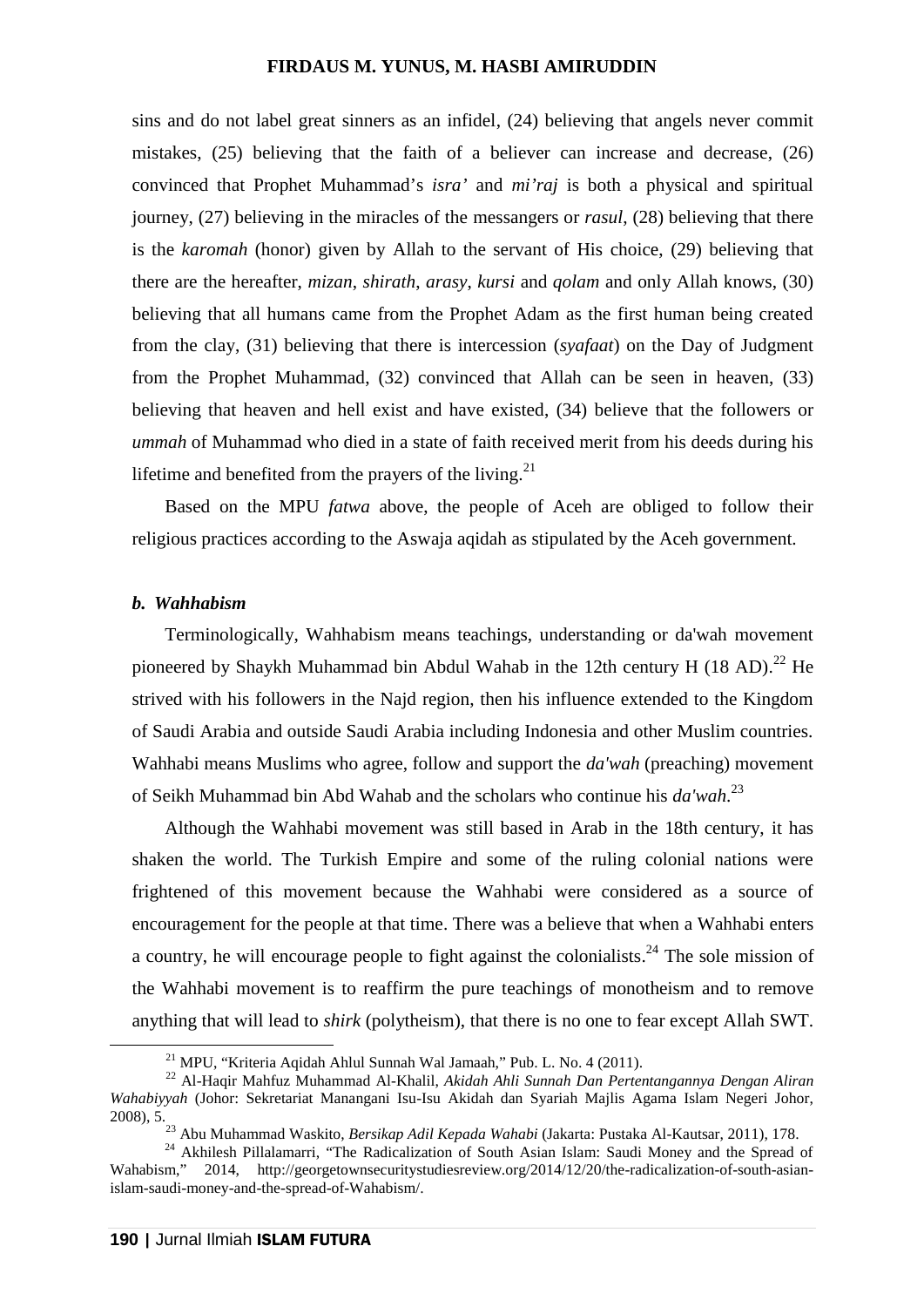sins and do not label great sinners as an infidel, (24) believing that angels never commit mistakes, (25) believing that the faith of a believer can increase and decrease, (26) convinced that Prophet Muhammad's *isra'* and *mi'raj* is both a physical and spiritual journey, (27) believing in the miracles of the messangers or *rasul*, (28) believing that there is the *karomah* (honor) given by Allah to the servant of His choice, (29) believing that there are the hereafter, *mizan*, *shirath*, *arasy*, *kursi* and *qolam* and only Allah knows, (30) believing that all humans came from the Prophet Adam as the first human being created from the clay, (31) believing that there is intercession (*syafaat*) on the Day of Judgment from the Prophet Muhammad, (32) convinced that Allah can be seen in heaven, (33) believing that heaven and hell exist and have existed, (34) believe that the followers or *ummah* of Muhammad who died in a state of faith received merit from his deeds during his lifetime and benefited from the prayers of the living.[21]

Based on the MPU *fatwa* above, the people of Aceh are obliged to follow their religious practices according to the Aswaja aqidah as stipulated by the Aceh government.

### *b. Wahhabism*

Terminologically, Wahhabism means teachings, understanding or da'wah movement pioneered by Shaykh Muhammad bin Abdul Wahab in the 12th century H (18 AD).[22] He strived with his followers in the Najd region, then his influence extended to the Kingdom of Saudi Arabia and outside Saudi Arabia including Indonesia and other Muslim countries. Wahhabi means Muslims who agree, follow and support the *da'wah* (preaching) movement of Seikh Muhammad bin Abd Wahab and the scholars who continue his *da'wah*.[23]

Although the Wahhabi movement was still based in Arab in the 18th century, it has shaken the world. The Turkish Empire and some of the ruling colonial nations were frightened of this movement because the Wahhabi were considered as a source of encouragement for the people at that time. There was a believe that when a Wahhabi enters a country, he will encourage people to fight against the colonialists.[24] The sole mission of the Wahhabi movement is to reaffirm the pure teachings of monotheism and to remove anything that will lead to *shirk* (polytheism), that there is no one to fear except Allah SWT.

---

[21] MPU, "Kriteria Aqidah Ahlul Sunnah Wal Jamaah," Pub. L. No. 4 (2011).

[22] Al-Haqir Mahfuz Muhammad Al-Khalil, *Akidah Ahli Sunnah Dan Pertentangannya Dengan Aliran Wahabiyyah* (Johor: Sekretariat Manangani Isu-Isu Akidah dan Syariah Majlis Agama Islam Negeri Johor, 2008), 5.

[23] Abu Muhammad Waskito, *Bersikap Adil Kepada Wahabi* (Jakarta: Pustaka Al-Kautsar, 2011), 178.

[24] Akhilesh Pillalamarri, "The Radicalization of South Asian Islam: Saudi Money and the Spread of Wahabism," 2014, http://georgetownsecuritystudiesreview.org/2014/12/20/the-radicalization-of-south-asian-islam-saudi-money-and-the-spread-of-Wahabism/.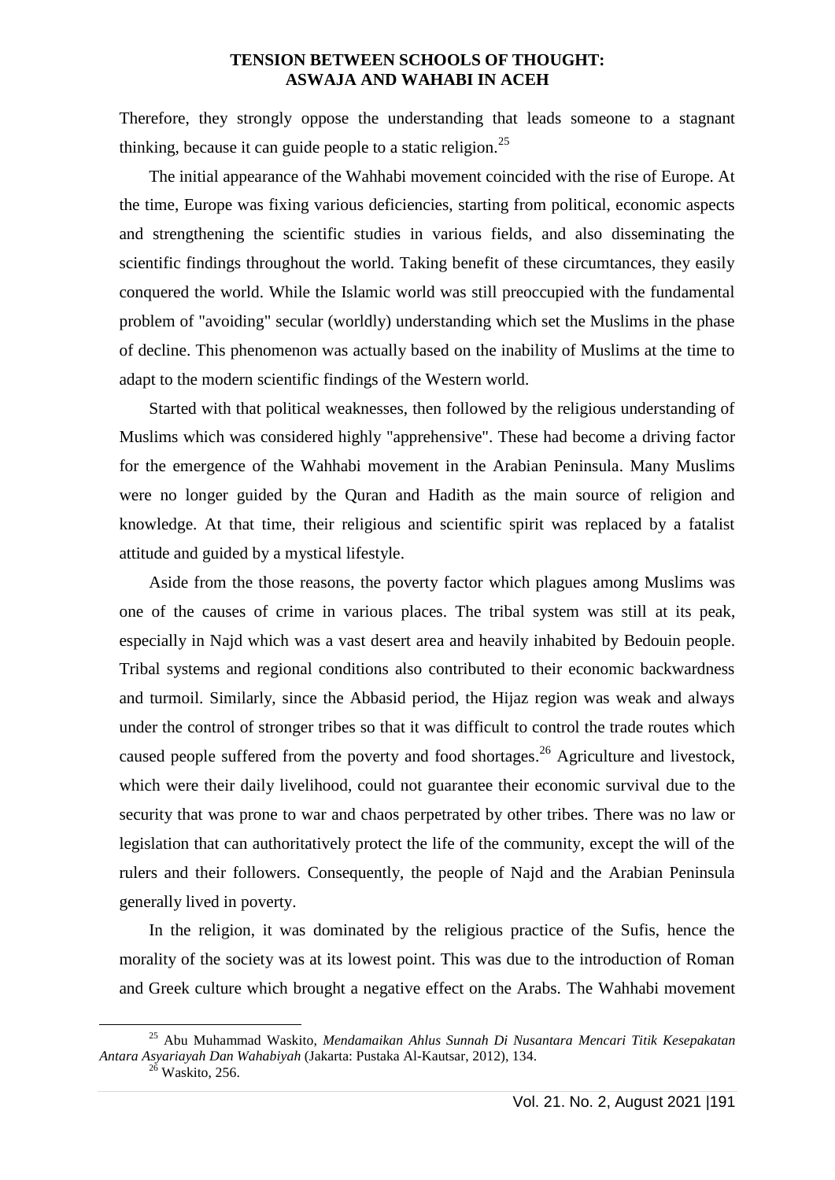Therefore, they strongly oppose the understanding that leads someone to a stagnant thinking, because it can guide people to a static religion.[25]

The initial appearance of the Wahhabi movement coincided with the rise of Europe. At the time, Europe was fixing various deficiencies, starting from political, economic aspects and strengthening the scientific studies in various fields, and also disseminating the scientific findings throughout the world. Taking benefit of these circumtances, they easily conquered the world. While the Islamic world was still preoccupied with the fundamental problem of "avoiding" secular (worldly) understanding which set the Muslims in the phase of decline. This phenomenon was actually based on the inability of Muslims at the time to adapt to the modern scientific findings of the Western world.

Started with that political weaknesses, then followed by the religious understanding of Muslims which was considered highly "apprehensive". These had become a driving factor for the emergence of the Wahhabi movement in the Arabian Peninsula. Many Muslims were no longer guided by the Quran and Hadith as the main source of religion and knowledge. At that time, their religious and scientific spirit was replaced by a fatalist attitude and guided by a mystical lifestyle.

Aside from the those reasons, the poverty factor which plagues among Muslims was one of the causes of crime in various places. The tribal system was still at its peak, especially in Najd which was a vast desert area and heavily inhabited by Bedouin people. Tribal systems and regional conditions also contributed to their economic backwardness and turmoil. Similarly, since the Abbasid period, the Hijaz region was weak and always under the control of stronger tribes so that it was difficult to control the trade routes which caused people suffered from the poverty and food shortages.[26] Agriculture and livestock, which were their daily livelihood, could not guarantee their economic survival due to the security that was prone to war and chaos perpetrated by other tribes. There was no law or legislation that can authoritatively protect the life of the community, except the will of the rulers and their followers. Consequently, the people of Najd and the Arabian Peninsula generally lived in poverty.

In the religion, it was dominated by the religious practice of the Sufis, hence the morality of the society was at its lowest point. This was due to the introduction of Roman and Greek culture which brought a negative effect on the Arabs. The Wahhabi movement

---

[25] Abu Muhammad Waskito, *Mendamaikan Ahlus Sunnah Di Nusantara Mencari Titik Kesepakatan Antara Asyariayah Dan Wahabiyah* (Jakarta: Pustaka Al-Kautsar, 2012), 134.

[26] Waskito, 256.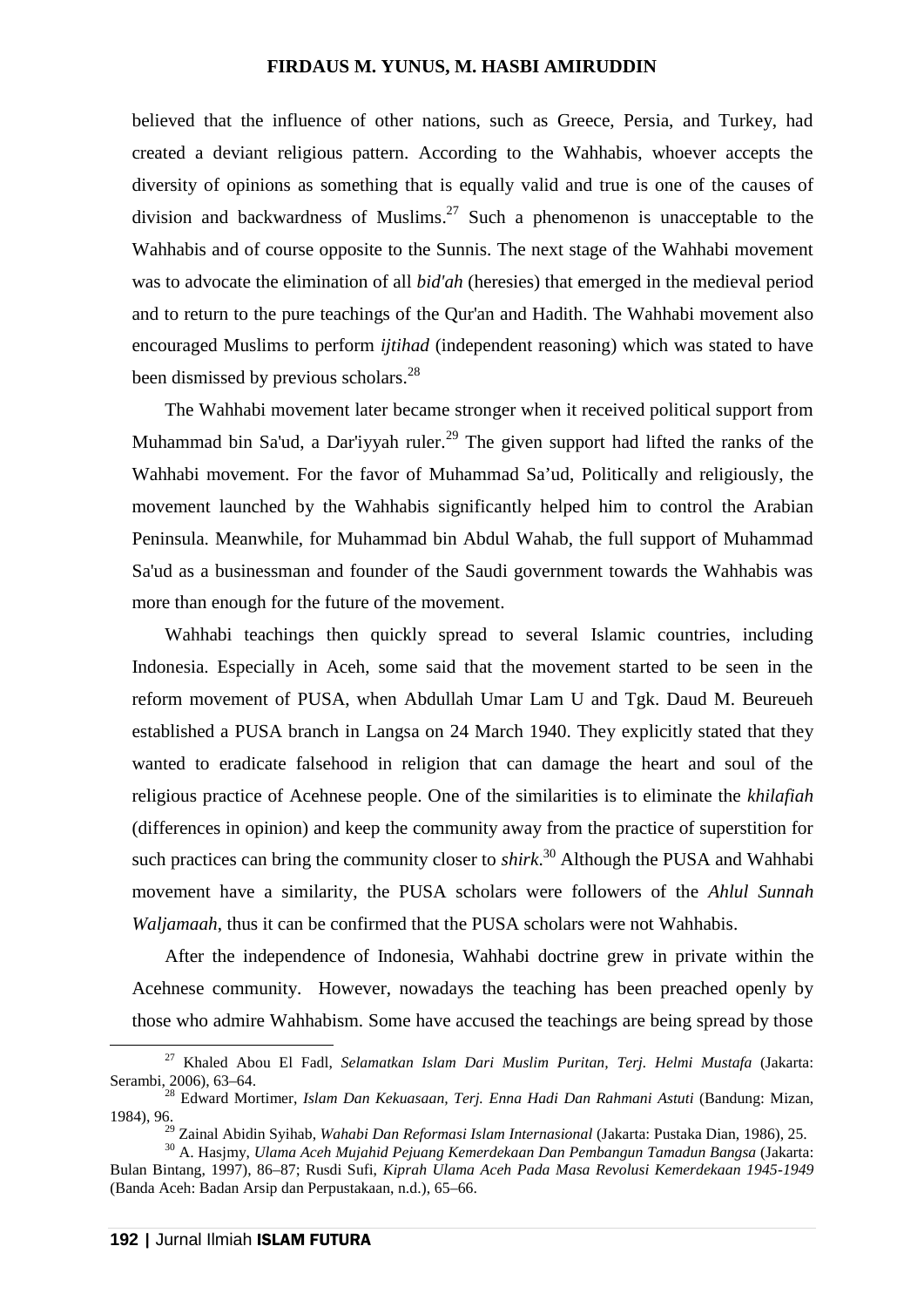believed that the influence of other nations, such as Greece, Persia, and Turkey, had created a deviant religious pattern. According to the Wahhabis, whoever accepts the diversity of opinions as something that is equally valid and true is one of the causes of division and backwardness of Muslims.[27] Such a phenomenon is unacceptable to the Wahhabis and of course opposite to the Sunnis. The next stage of the Wahhabi movement was to advocate the elimination of all *bid'ah* (heresies) that emerged in the medieval period and to return to the pure teachings of the Qur'an and Hadith. The Wahhabi movement also encouraged Muslims to perform *ijtihad* (independent reasoning) which was stated to have been dismissed by previous scholars.[28]

The Wahhabi movement later became stronger when it received political support from Muhammad bin Sa'ud, a Dar'iyyah ruler.[29] The given support had lifted the ranks of the Wahhabi movement. For the favor of Muhammad Sa'ud, Politically and religiously, the movement launched by the Wahhabis significantly helped him to control the Arabian Peninsula. Meanwhile, for Muhammad bin Abdul Wahab, the full support of Muhammad Sa'ud as a businessman and founder of the Saudi government towards the Wahhabis was more than enough for the future of the movement.

Wahhabi teachings then quickly spread to several Islamic countries, including Indonesia. Especially in Aceh, some said that the movement started to be seen in the reform movement of PUSA, when Abdullah Umar Lam U and Tgk. Daud M. Beureueh established a PUSA branch in Langsa on 24 March 1940. They explicitly stated that they wanted to eradicate falsehood in religion that can damage the heart and soul of the religious practice of Acehnese people. One of the similarities is to eliminate the *khilafiah* (differences in opinion) and keep the community away from the practice of superstition for such practices can bring the community closer to *shirk*.[30] Although the PUSA and Wahhabi movement have a similarity, the PUSA scholars were followers of the *Ahlul Sunnah Waljamaah*, thus it can be confirmed that the PUSA scholars were not Wahhabis.

After the independence of Indonesia, Wahhabi doctrine grew in private within the Acehnese community. However, nowadays the teaching has been preached openly by those who admire Wahhabism. Some have accused the teachings are being spread by those

---

[27] Khaled Abou El Fadl, *Selamatkan Islam Dari Muslim Puritan, Terj. Helmi Mustafa* (Jakarta: Serambi, 2006), 63–64.

[28] Edward Mortimer, *Islam Dan Kekuasaan, Terj. Enna Hadi Dan Rahmani Astuti* (Bandung: Mizan, 1984), 96.

[29] Zainal Abidin Syihab, *Wahabi Dan Reformasi Islam Internasional* (Jakarta: Pustaka Dian, 1986), 25.

[30] A. Hasjmy, *Ulama Aceh Mujahid Pejuang Kemerdekaan Dan Pembangun Tamadun Bangsa* (Jakarta: Bulan Bintang, 1997), 86–87; Rusdi Sufi, *Kiprah Ulama Aceh Pada Masa Revolusi Kemerdekaan 1945-1949* (Banda Aceh: Badan Arsip dan Perpustakaan, n.d.), 65–66.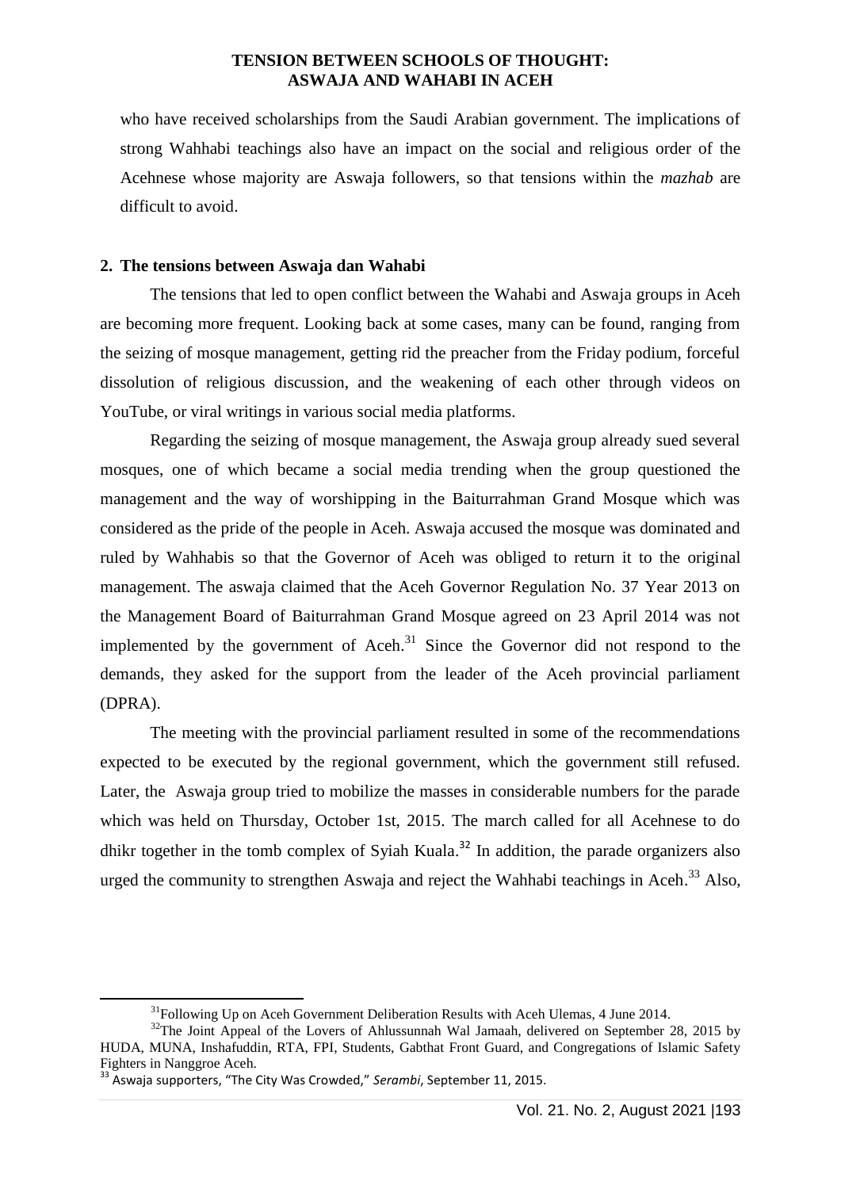who have received scholarships from the Saudi Arabian government. The implications of strong Wahhabi teachings also have an impact on the social and religious order of the Acehnese whose majority are Aswaja followers, so that tensions within the *mazhab* are difficult to avoid.

## 2. The tensions between Aswaja dan Wahabi

The tensions that led to open conflict between the Wahabi and Aswaja groups in Aceh are becoming more frequent. Looking back at some cases, many can be found, ranging from the seizing of mosque management, getting rid the preacher from the Friday podium, forceful dissolution of religious discussion, and the weakening of each other through videos on YouTube, or viral writings in various social media platforms.

Regarding the seizing of mosque management, the Aswaja group already sued several mosques, one of which became a social media trending when the group questioned the management and the way of worshipping in the Baiturrahman Grand Mosque which was considered as the pride of the people in Aceh. Aswaja accused the mosque was dominated and ruled by Wahhabis so that the Governor of Aceh was obliged to return it to the original management. The aswaja claimed that the Aceh Governor Regulation No. 37 Year 2013 on the Management Board of Baiturrahman Grand Mosque agreed on 23 April 2014 was not implemented by the government of Aceh.[31] Since the Governor did not respond to the demands, they asked for the support from the leader of the Aceh provincial parliament (DPRA).

The meeting with the provincial parliament resulted in some of the recommendations expected to be executed by the regional government, which the government still refused. Later, the Aswaja group tried to mobilize the masses in considerable numbers for the parade which was held on Thursday, October 1st, 2015. The march called for all Acehnese to do dhikr together in the tomb complex of Syiah Kuala.[32] In addition, the parade organizers also urged the community to strengthen Aswaja and reject the Wahhabi teachings in Aceh.[33] Also,

---

[31] Following Up on Aceh Government Deliberation Results with Aceh Ulemas, 4 June 2014.

[32] The Joint Appeal of the Lovers of Ahlussunnah Wal Jamaah, delivered on September 28, 2015 by HUDA, MUNA, Inshafuddin, RTA, FPI, Students, Gabthat Front Guard, and Congregations of Islamic Safety Fighters in Nanggroe Aceh.

[33] Aswaja supporters, "The City Was Crowded," *Serambi*, September 11, 2015.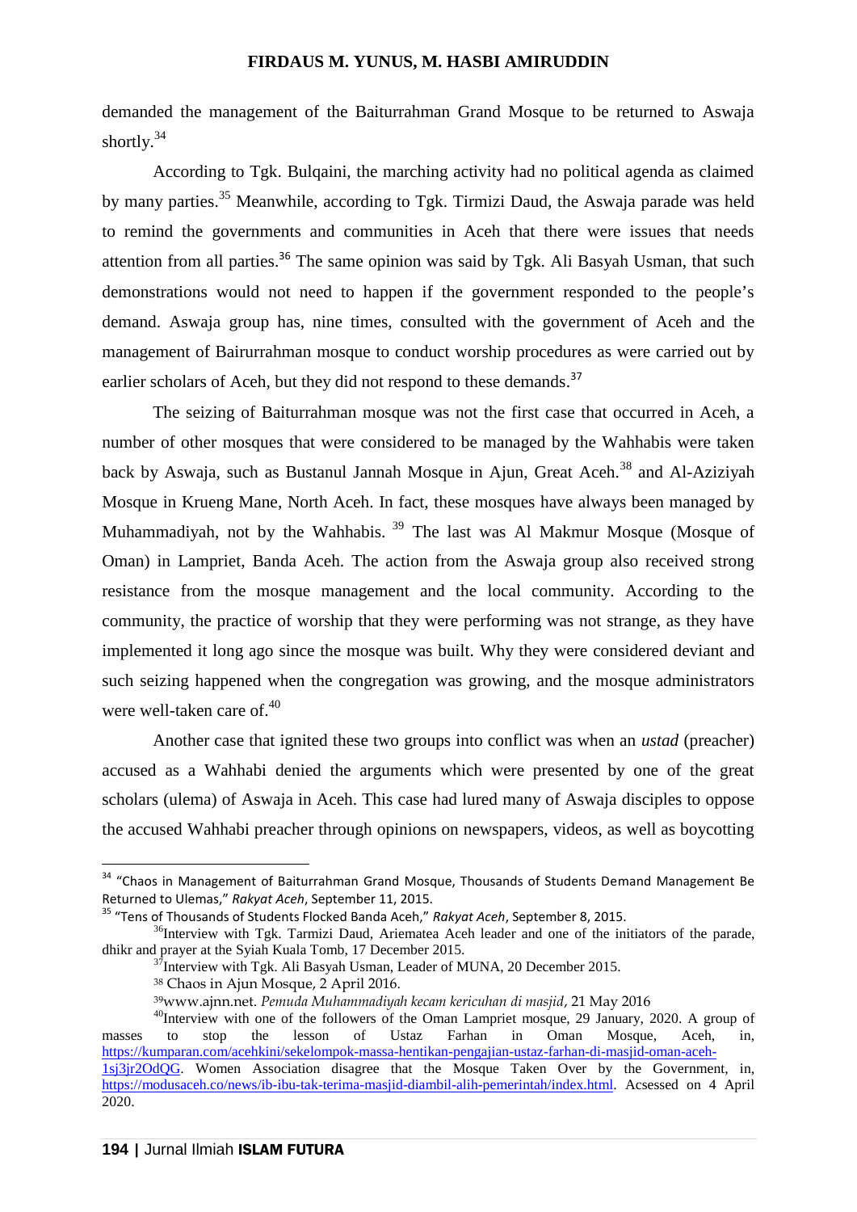demanded the management of the Baiturrahman Grand Mosque to be returned to Aswaja shortly.[34]

According to Tgk. Bulqaini, the marching activity had no political agenda as claimed by many parties.[35] Meanwhile, according to Tgk. Tirmizi Daud, the Aswaja parade was held to remind the governments and communities in Aceh that there were issues that needs attention from all parties.[36] The same opinion was said by Tgk. Ali Basyah Usman, that such demonstrations would not need to happen if the government responded to the people's demand. Aswaja group has, nine times, consulted with the government of Aceh and the management of Bairurrahman mosque to conduct worship procedures as were carried out by earlier scholars of Aceh, but they did not respond to these demands.[37]

The seizing of Baiturrahman mosque was not the first case that occurred in Aceh, a number of other mosques that were considered to be managed by the Wahhabis were taken back by Aswaja, such as Bustanul Jannah Mosque in Ajun, Great Aceh.[38] and Al-Aziziyah Mosque in Krueng Mane, North Aceh. In fact, these mosques have always been managed by Muhammadiyah, not by the Wahhabis. [39] The last was Al Makmur Mosque (Mosque of Oman) in Lampriet, Banda Aceh. The action from the Aswaja group also received strong resistance from the mosque management and the local community. According to the community, the practice of worship that they were performing was not strange, as they have implemented it long ago since the mosque was built. Why they were considered deviant and such seizing happened when the congregation was growing, and the mosque administrators were well-taken care of.[40]

Another case that ignited these two groups into conflict was when an *ustad* (preacher) accused as a Wahhabi denied the arguments which were presented by one of the great scholars (ulema) of Aswaja in Aceh. This case had lured many of Aswaja disciples to oppose the accused Wahhabi preacher through opinions on newspapers, videos, as well as boycotting

---

[34] "Chaos in Management of Baiturrahman Grand Mosque, Thousands of Students Demand Management Be Returned to Ulemas," *Rakyat Aceh*, September 11, 2015.

[35] "Tens of Thousands of Students Flocked Banda Aceh," *Rakyat Aceh*, September 8, 2015.

[36] Interview with Tgk. Tarmizi Daud, Ariematea Aceh leader and one of the initiators of the parade, dhikr and prayer at the Syiah Kuala Tomb, 17 December 2015.

[37] Interview with Tgk. Ali Basyah Usman, Leader of MUNA, 20 December 2015.

[38] Chaos in Ajun Mosque, 2 April 2016.

[39] www.ajnn.net. *Pemuda Muhammadiyah kecam kericuhan di masjid*, 21 May 2016

[40] Interview with one of the followers of the Oman Lampriet mosque, 29 January, 2020. A group of masses to stop the lesson of Ustaz Farhan in Oman Mosque, Aceh, in, https://kumparan.com/acehkini/sekelompok-massa-hentikan-pengajian-ustaz-farhan-di-masjid-oman-aceh-1sj3jr2OdQG. Women Association disagree that the Mosque Taken Over by the Government, in, https://modusaceh.co/news/ib-ibu-tak-terima-masjid-diambil-alih-pemerintah/index.html. Acsessed on 4 April 2020.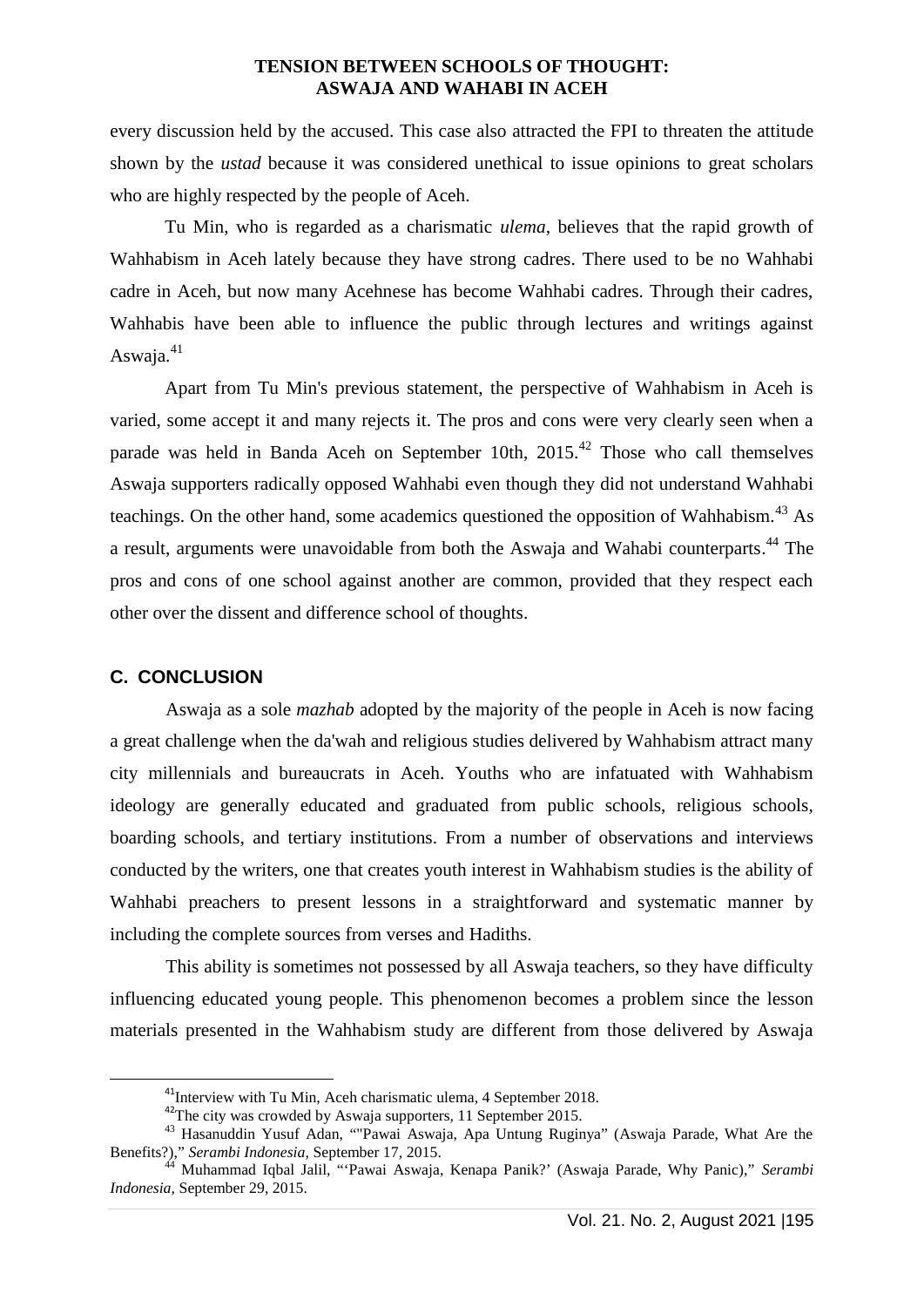every discussion held by the accused. This case also attracted the FPI to threaten the attitude shown by the *ustad* because it was considered unethical to issue opinions to great scholars who are highly respected by the people of Aceh.

Tu Min, who is regarded as a charismatic *ulema*, believes that the rapid growth of Wahhabism in Aceh lately because they have strong cadres. There used to be no Wahhabi cadre in Aceh, but now many Acehnese has become Wahhabi cadres. Through their cadres, Wahhabis have been able to influence the public through lectures and writings against Aswaja.[41]

Apart from Tu Min's previous statement, the perspective of Wahhabism in Aceh is varied, some accept it and many rejects it. The pros and cons were very clearly seen when a parade was held in Banda Aceh on September 10th, 2015.[42] Those who call themselves Aswaja supporters radically opposed Wahhabi even though they did not understand Wahhabi teachings. On the other hand, some academics questioned the opposition of Wahhabism.[43] As a result, arguments were unavoidable from both the Aswaja and Wahabi counterparts.[44] The pros and cons of one school against another are common, provided that they respect each other over the dissent and difference school of thoughts.

## C. CONCLUSION

Aswaja as a sole *mazhab* adopted by the majority of the people in Aceh is now facing a great challenge when the da'wah and religious studies delivered by Wahhabism attract many city millennials and bureaucrats in Aceh. Youths who are infatuated with Wahhabism ideology are generally educated and graduated from public schools, religious schools, boarding schools, and tertiary institutions. From a number of observations and interviews conducted by the writers, one that creates youth interest in Wahhabism studies is the ability of Wahhabi preachers to present lessons in a straightforward and systematic manner by including the complete sources from verses and Hadiths.

This ability is sometimes not possessed by all Aswaja teachers, so they have difficulty influencing educated young people. This phenomenon becomes a problem since the lesson materials presented in the Wahhabism study are different from those delivered by Aswaja

---

[41] Interview with Tu Min, Aceh charismatic ulema, 4 September 2018.

[42] The city was crowded by Aswaja supporters, 11 September 2015.

[43] Hasanuddin Yusuf Adan, ""Pawai Aswaja, Apa Untung Ruginya" (Aswaja Parade, What Are the Benefits?)," *Serambi Indonesia*, September 17, 2015.

[44] Muhammad Iqbal Jalil, "'Pawai Aswaja, Kenapa Panik?' (Aswaja Parade, Why Panic)," *Serambi Indonesia*, September 29, 2015.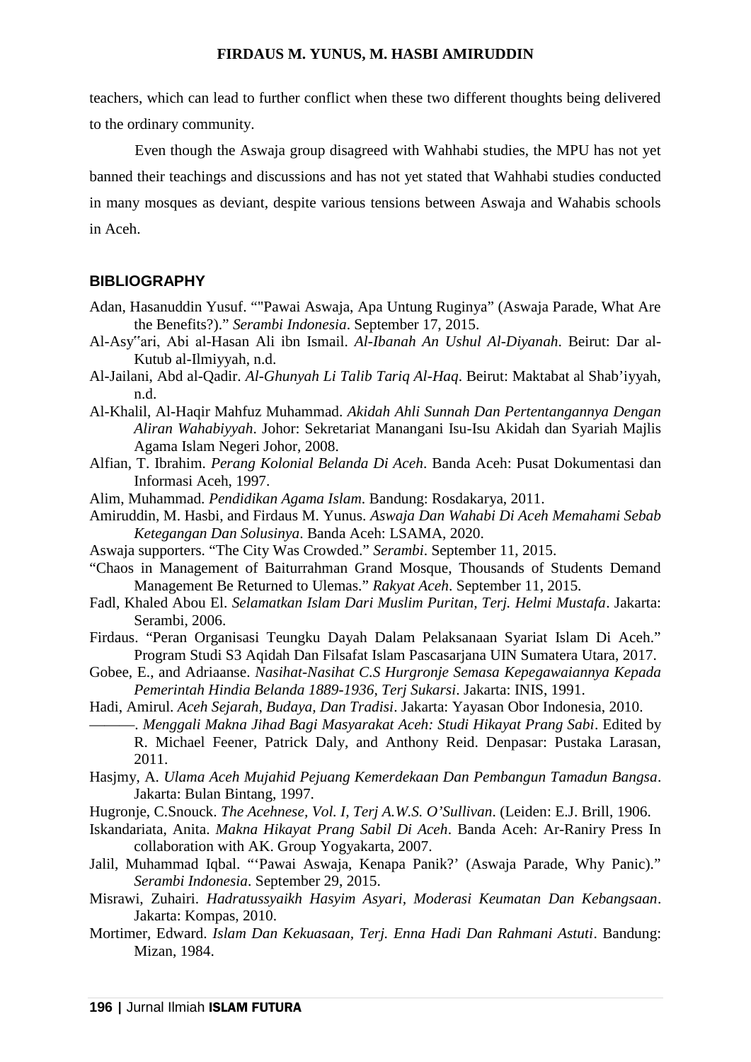teachers, which can lead to further conflict when these two different thoughts being delivered to the ordinary community.

Even though the Aswaja group disagreed with Wahhabi studies, the MPU has not yet banned their teachings and discussions and has not yet stated that Wahhabi studies conducted in many mosques as deviant, despite various tensions between Aswaja and Wahabis schools in Aceh.

## BIBLIOGRAPHY

Adan, Hasanuddin Yusuf. “"Pawai Aswaja, Apa Untung Ruginya” (Aswaja Parade, What Are the Benefits?).” *Serambi Indonesia*. September 17, 2015.

Al-Asy"ari, Abi al-Hasan Ali ibn Ismail. *Al-Ibanah An Ushul Al-Diyanah*. Beirut: Dar al-Kutub al-Ilmiyyah, n.d.

Al-Jailani, Abd al-Qadir. *Al-Ghunyah Li Talib Tariq Al-Haq*. Beirut: Maktabat al Shab’iyyah, n.d.

Al-Khalil, Al-Haqir Mahfuz Muhammad. *Akidah Ahli Sunnah Dan Pertentangannya Dengan Aliran Wahabiyyah*. Johor: Sekretariat Manangani Isu-Isu Akidah dan Syariah Majlis Agama Islam Negeri Johor, 2008.

Alfian, T. Ibrahim. *Perang Kolonial Belanda Di Aceh*. Banda Aceh: Pusat Dokumentasi dan Informasi Aceh, 1997.

Alim, Muhammad. *Pendidikan Agama Islam*. Bandung: Rosdakarya, 2011.

Amiruddin, M. Hasbi, and Firdaus M. Yunus. *Aswaja Dan Wahabi Di Aceh Memahami Sebab Ketegangan Dan Solusinya*. Banda Aceh: LSAMA, 2020.

Aswaja supporters. “The City Was Crowded.” *Serambi*. September 11, 2015.

“Chaos in Management of Baiturrahman Grand Mosque, Thousands of Students Demand Management Be Returned to Ulemas.” *Rakyat Aceh*. September 11, 2015.

Fadl, Khaled Abou El. *Selamatkan Islam Dari Muslim Puritan, Terj. Helmi Mustafa*. Jakarta: Serambi, 2006.

Firdaus. “Peran Organisasi Teungku Dayah Dalam Pelaksanaan Syariat Islam Di Aceh.” Program Studi S3 Aqidah Dan Filsafat Islam Pascasarjana UIN Sumatera Utara, 2017.

Gobee, E., and Adriaanse. *Nasihat-Nasihat C.S Hurgronje Semasa Kepegawaiannya Kepada Pemerintah Hindia Belanda 1889-1936, Terj Sukarsi*. Jakarta: INIS, 1991.

Hadi, Amirul. *Aceh Sejarah, Budaya, Dan Tradisi*. Jakarta: Yayasan Obor Indonesia, 2010.

———. *Menggali Makna Jihad Bagi Masyarakat Aceh: Studi Hikayat Prang Sabi*. Edited by R. Michael Feener, Patrick Daly, and Anthony Reid. Denpasar: Pustaka Larasan, 2011.

Hasjmy, A. *Ulama Aceh Mujahid Pejuang Kemerdekaan Dan Pembangun Tamadun Bangsa*. Jakarta: Bulan Bintang, 1997.

Hugronje, C.Snouck. *The Acehnese, Vol. I, Terj A.W.S. O’Sullivan*. (Leiden: E.J. Brill, 1906.

Iskandariata, Anita. *Makna Hikayat Prang Sabil Di Aceh*. Banda Aceh: Ar-Raniry Press In collaboration with AK. Group Yogyakarta, 2007.

Jalil, Muhammad Iqbal. “‘Pawai Aswaja, Kenapa Panik?’ (Aswaja Parade, Why Panic).” *Serambi Indonesia*. September 29, 2015.

Misrawi, Zuhairi. *Hadratussyaikh Hasyim Asyari, Moderasi Keumatan Dan Kebangsaan*. Jakarta: Kompas, 2010.

Mortimer, Edward. *Islam Dan Kekuasaan, Terj. Enna Hadi Dan Rahmani Astuti*. Bandung: Mizan, 1984.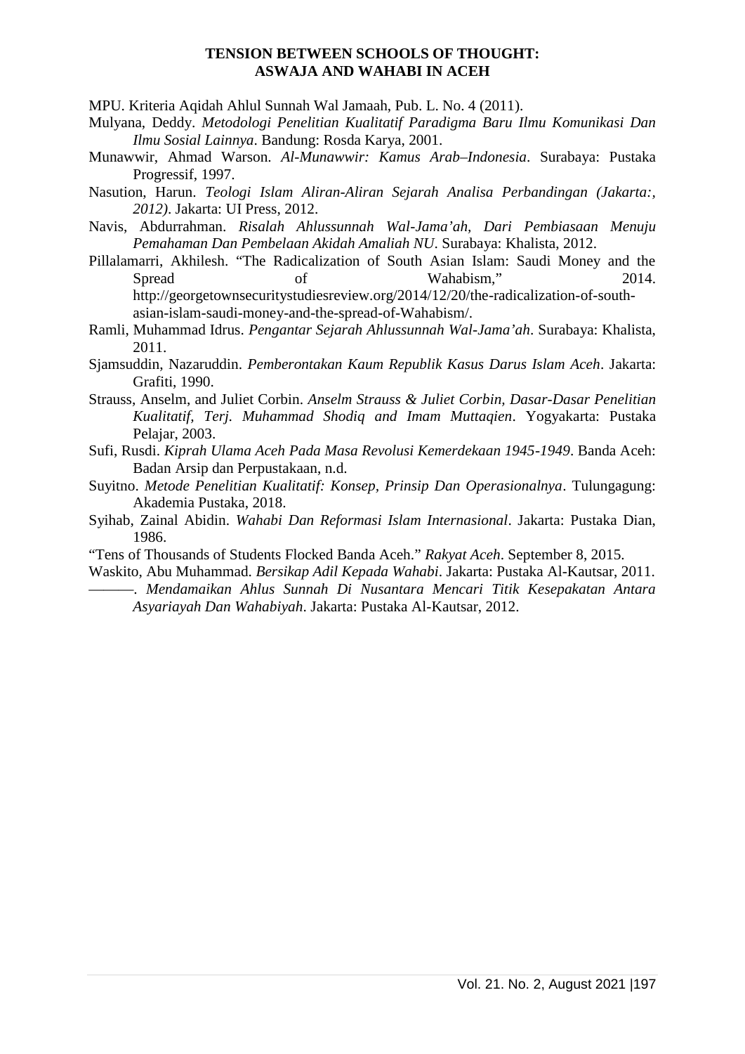MPU. Kriteria Aqidah Ahlul Sunnah Wal Jamaah, Pub. L. No. 4 (2011).

Mulyana, Deddy. *Metodologi Penelitian Kualitatif Paradigma Baru Ilmu Komunikasi Dan Ilmu Sosial Lainnya*. Bandung: Rosda Karya, 2001.

Munawwir, Ahmad Warson. *Al-Munawwir: Kamus Arab–Indonesia*. Surabaya: Pustaka Progressif, 1997.

Nasution, Harun. *Teologi Islam Aliran-Aliran Sejarah Analisa Perbandingan (Jakarta:, 2012)*. Jakarta: UI Press, 2012.

Navis, Abdurrahman. *Risalah Ahlussunnah Wal-Jama'ah, Dari Pembiasaan Menuju Pemahaman Dan Pembelaan Akidah Amaliah NU*. Surabaya: Khalista, 2012.

Pillalamarri, Akhilesh. "The Radicalization of South Asian Islam: Saudi Money and the Spread of Wahabism," 2014. http://georgetownsecuritystudiesreview.org/2014/12/20/the-radicalization-of-south-asian-islam-saudi-money-and-the-spread-of-Wahabism/.

Ramli, Muhammad Idrus. *Pengantar Sejarah Ahlussunnah Wal-Jama'ah*. Surabaya: Khalista, 2011.

Sjamsuddin, Nazaruddin. *Pemberontakan Kaum Republik Kasus Darus Islam Aceh*. Jakarta: Grafiti, 1990.

Strauss, Anselm, and Juliet Corbin. *Anselm Strauss & Juliet Corbin, Dasar-Dasar Penelitian Kualitatif, Terj. Muhammad Shodiq and Imam Muttaqien*. Yogyakarta: Pustaka Pelajar, 2003.

Sufi, Rusdi. *Kiprah Ulama Aceh Pada Masa Revolusi Kemerdekaan 1945-1949*. Banda Aceh: Badan Arsip dan Perpustakaan, n.d.

Suyitno. *Metode Penelitian Kualitatif: Konsep, Prinsip Dan Operasionalnya*. Tulungagung: Akademia Pustaka, 2018.

Syihab, Zainal Abidin. *Wahabi Dan Reformasi Islam Internasional*. Jakarta: Pustaka Dian, 1986.

"Tens of Thousands of Students Flocked Banda Aceh." *Rakyat Aceh*. September 8, 2015.

Waskito, Abu Muhammad. *Bersikap Adil Kepada Wahabi*. Jakarta: Pustaka Al-Kautsar, 2011.

———. *Mendamaikan Ahlus Sunnah Di Nusantara Mencari Titik Kesepakatan Antara Asyariayah Dan Wahabiyah*. Jakarta: Pustaka Al-Kautsar, 2012.